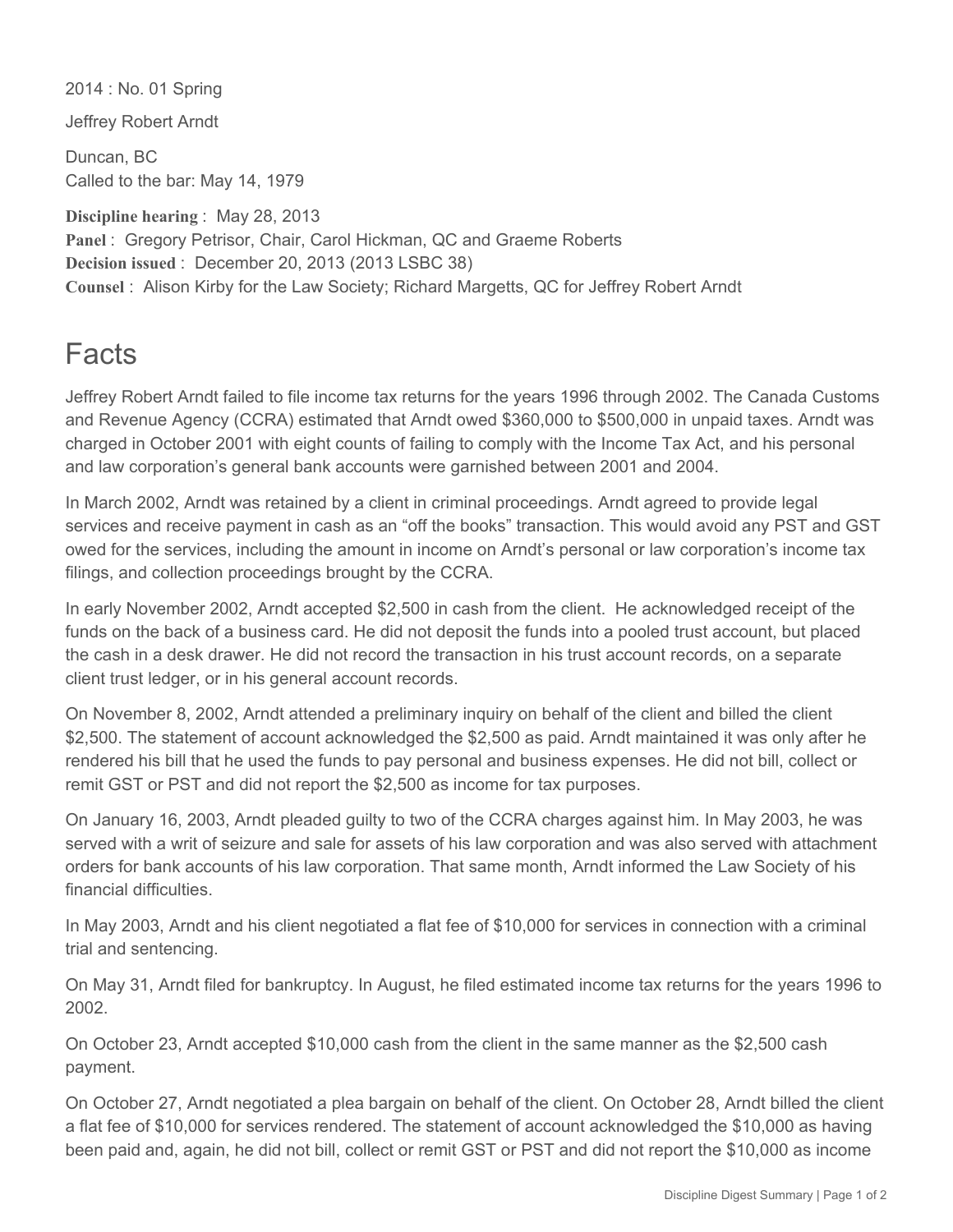2014 : No. 01 Spring

Jeffrey Robert Arndt

Duncan, BC
Called to the bar: May 14, 1979

**Discipline hearing** : May 28, 2013
**Panel** : Gregory Petrisor, Chair, Carol Hickman, QC and Graeme Roberts
**Decision issued** : December 20, 2013 (2013 LSBC 38)
**Counsel** : Alison Kirby for the Law Society; Richard Margetts, QC for Jeffrey Robert Arndt

# Facts

Jeffrey Robert Arndt failed to file income tax returns for the years 1996 through 2002. The Canada Customs and Revenue Agency (CCRA) estimated that Arndt owed $360,000 to $500,000 in unpaid taxes. Arndt was charged in October 2001 with eight counts of failing to comply with the Income Tax Act, and his personal and law corporation's general bank accounts were garnished between 2001 and 2004.

In March 2002, Arndt was retained by a client in criminal proceedings. Arndt agreed to provide legal services and receive payment in cash as an "off the books" transaction. This would avoid any PST and GST owed for the services, including the amount in income on Arndt's personal or law corporation's income tax filings, and collection proceedings brought by the CCRA.

In early November 2002, Arndt accepted $2,500 in cash from the client. He acknowledged receipt of the funds on the back of a business card. He did not deposit the funds into a pooled trust account, but placed the cash in a desk drawer. He did not record the transaction in his trust account records, on a separate client trust ledger, or in his general account records.

On November 8, 2002, Arndt attended a preliminary inquiry on behalf of the client and billed the client $2,500. The statement of account acknowledged the $2,500 as paid. Arndt maintained it was only after he rendered his bill that he used the funds to pay personal and business expenses. He did not bill, collect or remit GST or PST and did not report the $2,500 as income for tax purposes.

On January 16, 2003, Arndt pleaded guilty to two of the CCRA charges against him. In May 2003, he was served with a writ of seizure and sale for assets of his law corporation and was also served with attachment orders for bank accounts of his law corporation. That same month, Arndt informed the Law Society of his financial difficulties.

In May 2003, Arndt and his client negotiated a flat fee of $10,000 for services in connection with a criminal trial and sentencing.

On May 31, Arndt filed for bankruptcy. In August, he filed estimated income tax returns for the years 1996 to 2002.

On October 23, Arndt accepted $10,000 cash from the client in the same manner as the $2,500 cash payment.

On October 27, Arndt negotiated a plea bargain on behalf of the client. On October 28, Arndt billed the client a flat fee of $10,000 for services rendered. The statement of account acknowledged the $10,000 as having been paid and, again, he did not bill, collect or remit GST or PST and did not report the $10,000 as income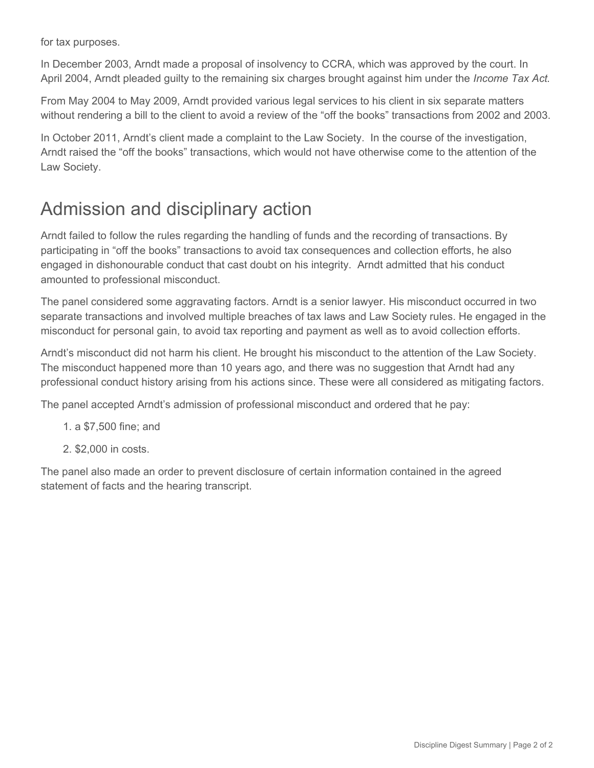for tax purposes.

In December 2003, Arndt made a proposal of insolvency to CCRA, which was approved by the court. In April 2004, Arndt pleaded guilty to the remaining six charges brought against him under the *Income Tax Act*.

From May 2004 to May 2009, Arndt provided various legal services to his client in six separate matters without rendering a bill to the client to avoid a review of the "off the books" transactions from 2002 and 2003.

In October 2011, Arndt's client made a complaint to the Law Society. In the course of the investigation, Arndt raised the "off the books" transactions, which would not have otherwise come to the attention of the Law Society.

## Admission and disciplinary action

Arndt failed to follow the rules regarding the handling of funds and the recording of transactions. By participating in "off the books" transactions to avoid tax consequences and collection efforts, he also engaged in dishonourable conduct that cast doubt on his integrity. Arndt admitted that his conduct amounted to professional misconduct.

The panel considered some aggravating factors. Arndt is a senior lawyer. His misconduct occurred in two separate transactions and involved multiple breaches of tax laws and Law Society rules. He engaged in the misconduct for personal gain, to avoid tax reporting and payment as well as to avoid collection efforts.

Arndt's misconduct did not harm his client. He brought his misconduct to the attention of the Law Society. The misconduct happened more than 10 years ago, and there was no suggestion that Arndt had any professional conduct history arising from his actions since. These were all considered as mitigating factors.

The panel accepted Arndt's admission of professional misconduct and ordered that he pay:

1. a $7,500 fine; and
2. $2,000 in costs.

The panel also made an order to prevent disclosure of certain information contained in the agreed statement of facts and the hearing transcript.